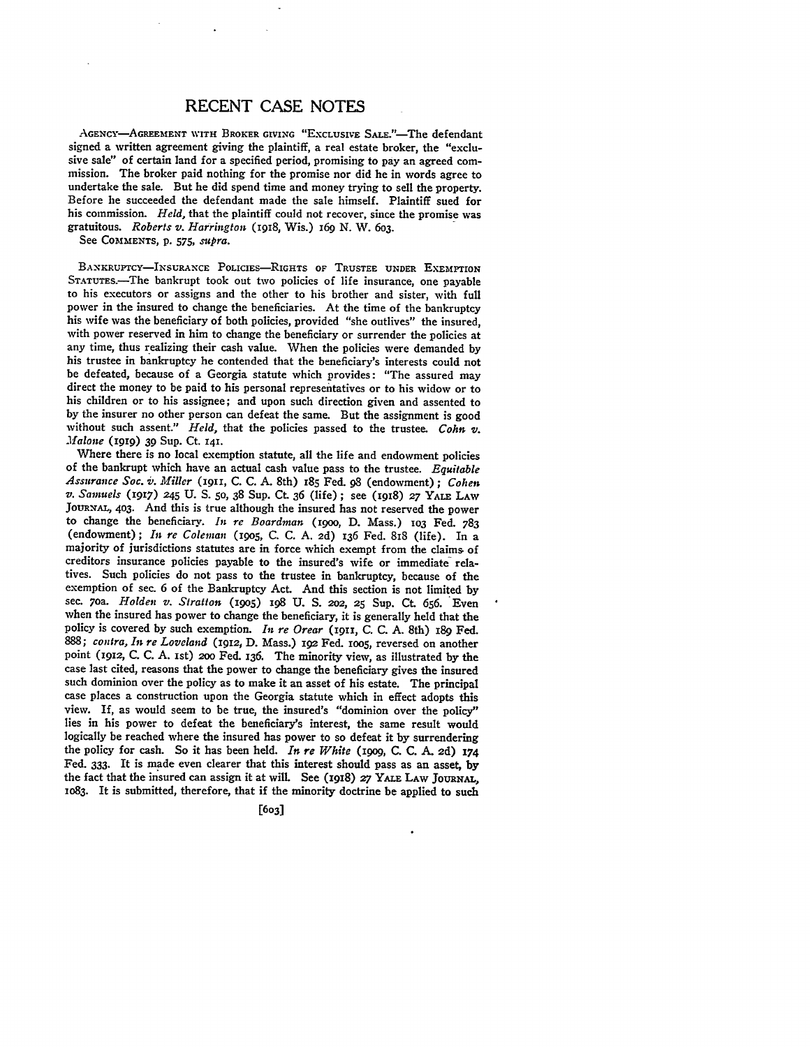# RECENT CASE NOTES

AGENCY—AGREEMENT WITH BROKER GIVING "EXCLUSIVE SALE."—The defendant signed a written agreement giving the plaintiff, a real estate broker, the "exclusive sale" of certain land for a specified period, promising to pay an agreed commission. The broker paid nothing for the promise nor did he in words agree to undertake the sale. But he did spend time and money trying to sell the property. Before he succeeded the defendant made the sale himself. Plaintiff sued for his commission. *Held*, that the plaintiff could not recover, since the promise was gratuitous. *Roberts v. Harrington* (1918, Wis.) 169 N. W. 603.

See COMMENTS, p. 575, *supra*.

BANKRUPTCY—INSURANCE POLICIES—RIGHTS OF TRUSTEE UNDER EXEMPTION STATUTES.—The bankrupt took out two policies of life insurance, one payable to his executors or assigns and the other to his brother and sister, with full power in the insured to change the beneficiaries. At the time of the bankruptcy his wife was the beneficiary of both policies, provided "she outlives" the insured, with power reserved in him to change the beneficiary or surrender the policies at any time, thus realizing their cash value. When the policies were demanded by his trustee in bankruptcy he contended that the beneficiary's interests could not be defeated, because of a Georgia statute which provides: "The assured may direct the money to be paid to his personal representatives or to his widow or to his children or to his assignee; and upon such direction given and assented to by the insurer no other person can defeat the same. But the assignment is good without such assent." *Held*, that the policies passed to the trustee. *Cohn v. Malone* (1919) 39 Sup. Ct. 141.

Where there is no local exemption statute, all the life and endowment policies of the bankrupt which have an actual cash value pass to the trustee. *Equitable Assurance Soc. v. Miller* (1911, C. C. A. 8th) 185 Fed. 98 (endowment); *Cohen v. Samuels* (1917) 245 U. S. 50, 38 Sup. Ct. 36 (life); see (1918) 27 YALE LAW JOURNAL, 403. And this is true although the insured has not reserved the power to change the beneficiary. *In re Boardman* (1900, D. Mass.) 103 Fed. 783 (endowment); *In re Coleman* (1905, C. C. A. 2d) 136 Fed. 818 (life). In a majority of jurisdictions statutes are in force which exempt from the claims of creditors insurance policies payable to the insured's wife or immediate relatives. Such policies do not pass to the trustee in bankruptcy, because of the exemption of sec. 6 of the Bankruptcy Act. And this section is not limited by sec. 70a. *Holden v. Stratton* (1905) 198 U. S. 202, 25 Sup. Ct. 656. Even when the insured has power to change the beneficiary, it is generally held that the policy is covered by such exemption. *In re Orear* (1911, C. C. A. 8th) 189 Fed. 888; *contra, In re Loveland* (1912, D. Mass.) 192 Fed. 1005, reversed on another point (1912, C. C. A. 1st) 200 Fed. 136. The minority view, as illustrated by the case last cited, reasons that the power to change the beneficiary gives the insured such dominion over the policy as to make it an asset of his estate. The principal case places a construction upon the Georgia statute which in effect adopts this view. If, as would seem to be true, the insured's "dominion over the policy" lies in his power to defeat the beneficiary's interest, the same result would logically be reached where the insured has power to so defeat it by surrendering the policy for cash. So it has been held. *In re White* (1909, C. C. A. 2d) 174 Fed. 333. It is made even clearer that this interest should pass as an asset, by the fact that the insured can assign it at will. See (1918) 27 YALE LAW JOURNAL, 1083. It is submitted, therefore, that if the minority doctrine be applied to such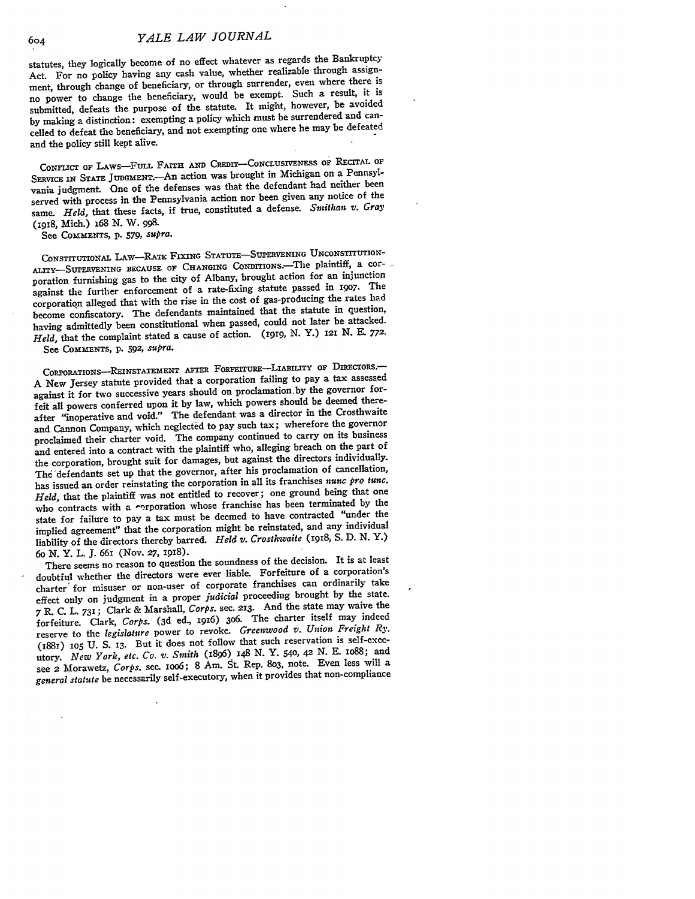statutes, they logically become of no effect whatever as regards the Bankruptcy Act. For no policy having any cash value, whether realizable through assignment, through change of beneficiary, or through surrender, even where there is no power to change the beneficiary, would be exempt. Such a result, it is submitted, defeats the purpose of the statute. It might, however, be avoided by making a distinction: exempting a policy which must be surrendered and cancelled to defeat the beneficiary, and not exempting one where he may be defeated and the policy still kept alive.

CONFLICT OF LAWS—FULL FAITH AND CREDIT—CONCLUSIVENESS OF RECITAL OF SERVICE IN STATE JUDGMENT.—An action was brought in Michigan on a Pennsylvania judgment. One of the defenses was that the defendant had neither been served with process in the Pennsylvania action nor been given any notice of the same. *Held*, that these facts, if true, constituted a defense. *Smithan v. Gray* (1918, Mich.) 168 N. W. 998.

See COMMENTS, p. 579, *supra*.

CONSTITUTIONAL LAW—RATE FIXING STATUTE—SUPERVENING UNCONSTITUTIONALITY—SUPERVENING BECAUSE OF CHANGING CONDITIONS.—The plaintiff, a corporation furnishing gas to the city of Albany, brought action for an injunction against the further enforcement of a rate-fixing statute passed in 1907. The corporation alleged that with the rise in the cost of gas-producing the rates had become confiscatory. The defendants maintained that the statute in question, having admittedly been constitutional when passed, could not later be attacked. *Held*, that the complaint stated a cause of action. (1919, N. Y.) 121 N. E. 772.

See COMMENTS, p. 592, *supra*.

CORPORATIONS—REINSTATEMENT AFTER FORFEITURE—LIABILITY OF DIRECTORS.—A New Jersey statute provided that a corporation failing to pay a tax assessed against it for two successive years should on proclamation by the governor forfeit all powers conferred upon it by law, which powers should be deemed thereafter "inoperative and void." The defendant was a director in the Crosthwaite and Cannon Company, which neglected to pay such tax; wherefore the governor proclaimed their charter void. The company continued to carry on its business and entered into a contract with the plaintiff who, alleging breach on the part of the corporation, brought suit for damages, but against the directors individually. The defendants set up that the governor, after his proclamation of cancellation, has issued an order reinstating the corporation in all its franchises *nunc pro tunc*. *Held*, that the plaintiff was not entitled to recover; one ground being that one who contracts with a corporation whose franchise has been terminated by the state for failure to pay a tax must be deemed to have contracted "under the implied agreement" that the corporation might be reinstated, and any individual liability of the directors thereby barred. *Held v. Crosthwaite* (1918, S. D. N. Y.) 60 N. Y. L. J. 661 (Nov. 27, 1918).

There seems no reason to question the soundness of the decision. It is at least doubtful whether the directors were ever liable. Forfeiture of a corporation's charter for misuser or non-user of corporate franchises can ordinarily take effect only on judgment in a proper *judicial* proceeding brought by the state. 7 R. C. L. 731; Clark & Marshall, *Corps.* sec. 213. And the state may waive the forfeiture. Clark, *Corps.* (3d ed., 1916) 306. The charter itself may indeed reserve to the *legislature* power to revoke. *Greenwood v. Union Freight Ry.* (1881) 105 U. S. 13. But it does not follow that such reservation is self-executory. *New York, etc. Co. v. Smith* (1896) 148 N. Y. 540, 42 N. E. 1088; and see 2 Morawetz, *Corps.* sec. 1006; 8 Am. St. Rep. 803, note. Even less will a *general statute* be necessarily self-executory, when it provides that non-compliance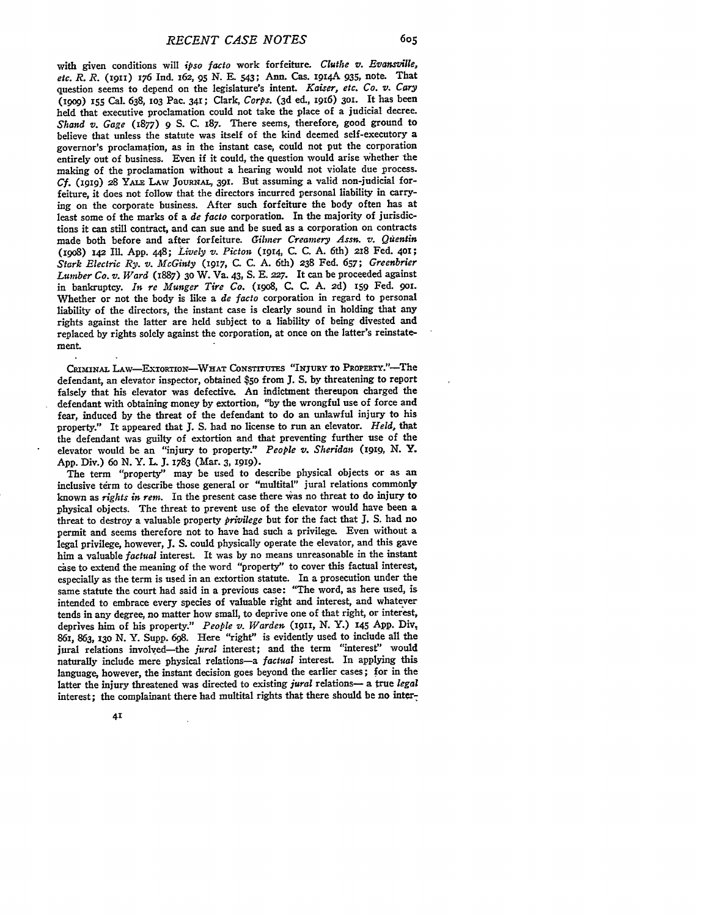with given conditions will *ipso facto* work forfeiture. *Cluthe v. Evansville, etc. R. R.* (1911) 176 Ind. 162, 95 N. E. 543; Ann. Cas. 1914A 935, note. That question seems to depend on the legislature's intent. *Kaiser, etc. Co. v. Cary* (1909) 155 Cal. 638, 103 Pac. 341; Clark, *Corps.* (3d ed., 1916) 301. It has been held that executive proclamation could not take the place of a judicial decree. *Shand v. Gage* (1877) 9 S. C. 187. There seems, therefore, good ground to believe that unless the statute was itself of the kind deemed self-executory a governor's proclamation, as in the instant case, could not put the corporation entirely out of business. Even if it could, the question would arise whether the making of the proclamation without a hearing would not violate due process. *Cf.* (1919) 28 YALE LAW JOURNAL, 391. But assuming a valid non-judicial forfeiture, it does not follow that the directors incurred personal liability in carrying on the corporate business. After such forfeiture the body often has at least some of the marks of a *de facto* corporation. In the majority of jurisdictions it can still contract, and can sue and be sued as a corporation on contracts made both before and after forfeiture. *Gilmer Creamery Assn. v. Quentin* (1908) 142 Ill. App. 448; *Lively v. Picton* (1914, C. C. A. 6th) 218 Fed. 401; *Stark Electric Ry. v. McGinty* (1917, C. C. A. 6th) 238 Fed. 657; *Greenbrier Lumber Co. v. Ward* (1887) 30 W. Va. 43, S. E. 227. It can be proceeded against in bankruptcy. *In re Munger Tire Co.* (1908, C. C. A. 2d) 159 Fed. 901. Whether or not the body is like a *de facto* corporation in regard to personal liability of the directors, the instant case is clearly sound in holding that any rights against the latter are held subject to a liability of being divested and replaced by rights solely against the corporation, at once on the latter's reinstatement.

CRIMINAL LAW—EXTORTION—WHAT CONSTITUTES "INJURY TO PROPERTY."—The defendant, an elevator inspector, obtained $50 from J. S. by threatening to report falsely that his elevator was defective. An indictment thereupon charged the defendant with obtaining money by extortion, "by the wrongful use of force and fear, induced by the threat of the defendant to do an unlawful injury to his property." It appeared that J. S. had no license to run an elevator. *Held*, that the defendant was guilty of extortion and that preventing further use of the elevator would be an "injury to property." *People v. Sheridan* (1919, N. Y. App. Div.) 60 N. Y. L. J. 1783 (Mar. 3, 1919).

The term "property" may be used to describe physical objects or as an inclusive term to describe those general or "multital" jural relations commonly known as *rights in rem*. In the present case there was no threat to do injury to physical objects. The threat to prevent use of the elevator would have been a threat to destroy a valuable property *privilege* but for the fact that J. S. had no permit and seems therefore not to have had such a privilege. Even without a legal privilege, however, J. S. could physically operate the elevator, and this gave him a valuable *factual* interest. It was by no means unreasonable in the instant case to extend the meaning of the word "property" to cover this factual interest, especially as the term is used in an extortion statute. In a prosecution under the same statute the court had said in a previous case: "The word, as here used, is intended to embrace every species of valuable right and interest, and whatever tends in any degree, no matter how small, to deprive one of that right, or interest, deprives him of his property." *People v. Warden* (1911, N. Y.) 145 App. Div. 861, 863, 130 N. Y. Supp. 698. Here "right" is evidently used to include all the jural relations involved—the *jural* interest; and the term "interest" would naturally include mere physical relations—a *factual* interest. In applying this language, however, the instant decision goes beyond the earlier cases; for in the latter the injury threatened was directed to existing *jural* relations— a true *legal* interest; the complainant there had multital rights that there should be no inter-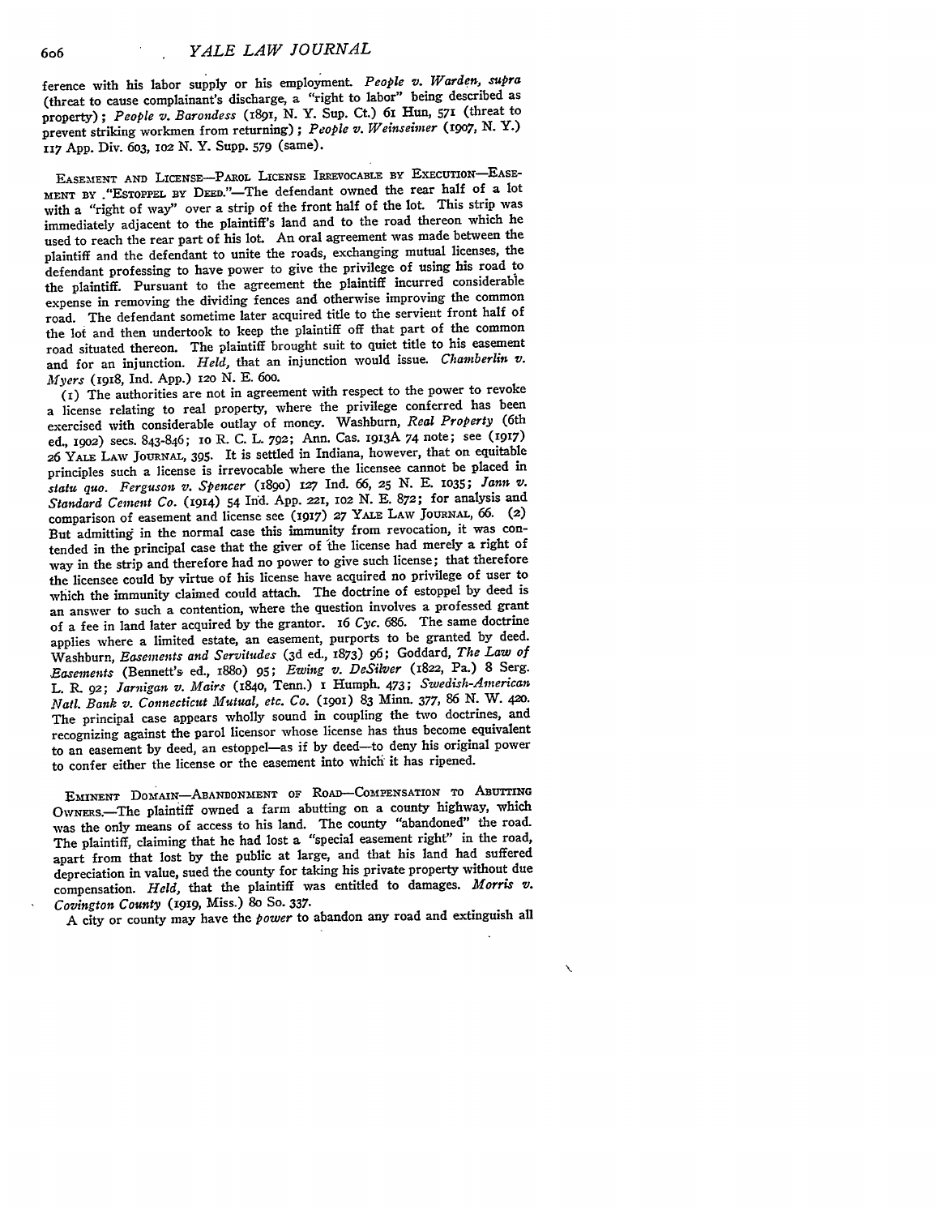ference with his labor supply or his employment. *People v. Warden, supra* (threat to cause complainant's discharge, a "right to labor" being described as property); *People v. Barondess* (1891, N. Y. Sup. Ct.) 61 Hun, 571 (threat to prevent striking workmen from returning); *People v. Weinseimer* (1907, N. Y.) 117 App. Div. 603, 102 N. Y. Supp. 579 (same).

EASEMENT AND LICENSE—PAROL LICENSE IRREVOCABLE BY EXECUTION—EASEMENT BY "ESTOPPEL BY DEED."—The defendant owned the rear half of a lot with a "right of way" over a strip of the front half of the lot. This strip was immediately adjacent to the plaintiff's land and to the road thereon which he used to reach the rear part of his lot. An oral agreement was made between the plaintiff and the defendant to unite the roads, exchanging mutual licenses, the defendant professing to have power to give the privilege of using his road to the plaintiff. Pursuant to the agreement the plaintiff incurred considerable expense in removing the dividing fences and otherwise improving the common road. The defendant sometime later acquired title to the servient front half of the lot and then undertook to keep the plaintiff off that part of the common road situated thereon. The plaintiff brought suit to quiet title to his easement and for an injunction. *Held,* that an injunction would issue. *Chamberlin v. Myers* (1918, Ind. App.) 120 N. E. 600.

(1) The authorities are not in agreement with respect to the power to revoke a license relating to real property, where the privilege conferred has been exercised with considerable outlay of money. Washburn, *Real Property* (6th ed., 1902) secs. 843-846; 10 R. C. L. 792; Ann. Cas. 1913A 74 note; see (1917) 26 YALE LAW JOURNAL, 395. It is settled in Indiana, however, that on equitable principles such a license is irrevocable where the licensee cannot be placed in *statu quo*. *Ferguson v. Spencer* (1890) 127 Ind. 66, 25 N. E. 1035; *Jann v. Standard Cement Co.* (1914) 54 Ind. App. 221, 102 N. E. 872; for analysis and comparison of easement and license see (1917) 27 YALE LAW JOURNAL, 66. (2) But admitting in the normal case this immunity from revocation, it was contended in the principal case that the giver of the license had merely a right of way in the strip and therefore had no power to give such license; that therefore the licensee could by virtue of his license have acquired no privilege of user to which the immunity claimed could attach. The doctrine of estoppel by deed is an answer to such a contention, where the question involves a professed grant of a fee in land later acquired by the grantor. 16 *Cyc.* 686. The same doctrine applies where a limited estate, an easement, purports to be granted by deed. Washburn, *Easements and Servitudes* (3d ed., 1873) 96; Goddard, *The Law of Easements* (Bennett's ed., 1880) 95; *Ewing v. DeSilver* (1822, Pa.) 8 Serg. L. R. 92; *Jarnigan v. Mairs* (1840, Tenn.) 1 Humph. 473; *Swedish-American Natl. Bank v. Connecticut Mutual, etc. Co.* (1901) 83 Minn. 377, 86 N. W. 420. The principal case appears wholly sound in coupling the two doctrines, and recognizing against the parol licensor whose license has thus become equivalent to an easement by deed, an estoppel—as if by deed—to deny his original power to confer either the license or the easement into which it has ripened.

EMINENT DOMAIN—ABANDONMENT OF ROAD—COMPENSATION TO ABUTTING OWNERS.—The plaintiff owned a farm abutting on a county highway, which was the only means of access to his land. The county "abandoned" the road. The plaintiff, claiming that he had lost a "special easement right" in the road, apart from that lost by the public at large, and that his land had suffered depreciation in value, sued the county for taking his private property without due compensation. *Held,* that the plaintiff was entitled to damages. *Morris v. Covington County* (1919, Miss.) 80 So. 337.

A city or county may have the *power* to abandon any road and extinguish all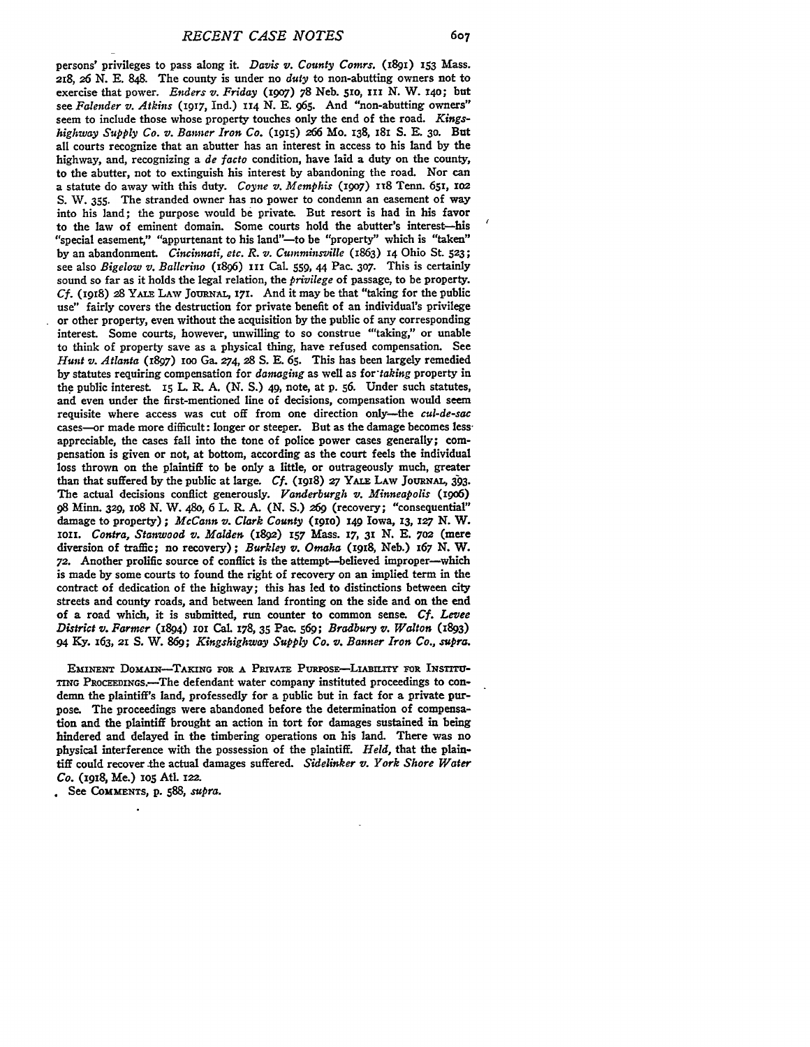persons' privileges to pass along it. *Davis v. County Comrs.* (1891) 153 Mass. 218, 26 N. E. 848. The county is under no *duty* to non-abutting owners not to exercise that power. *Enders v. Friday* (1907) 78 Neb. 510, 111 N. W. 140; but see *Falender v. Atkins* (1917, Ind.) 114 N. E. 965. And "non-abutting owners" seem to include those whose property touches only the end of the road. *Kingshighway Supply Co. v. Banner Iron Co.* (1915) 266 Mo. 138, 181 S. E. 30. But all courts recognize that an abutter has an interest in access to his land by the highway, and, recognizing a *de facto* condition, have laid a duty on the county, to the abutter, not to extinguish his interest by abandoning the road. Nor can a statute do away with this duty. *Coyne v. Memphis* (1907) 118 Tenn. 651, 102 S. W. 355. The stranded owner has no power to condemn an easement of way into his land; the purpose would be private. But resort is had in his favor to the law of eminent domain. Some courts hold the abutter's interest—his "special easement," "appurtenant to his land"—to be "property" which is "taken" by an abandonment. *Cincinnati, etc. R. v. Cumminsville* (1863) 14 Ohio St. 523; see also *Bigelow v. Ballerino* (1896) 111 Cal. 559, 44 Pac. 307. This is certainly sound so far as it holds the legal relation, the *privilege* of passage, to be property. *Cf.* (1918) 28 YALE LAW JOURNAL, 171. And it may be that "taking for the public use" fairly covers the destruction for private benefit of an individual's privilege or other property, even without the acquisition by the public of any corresponding interest. Some courts, however, unwilling to so construe "'taking," or unable to think of property save as a physical thing, have refused compensation. See *Hunt v. Atlanta* (1897) 100 Ga. 274, 28 S. E. 65. This has been largely remedied by statutes requiring compensation for *damaging* as well as for *taking* property in the public interest. 15 L. R. A. (N. S.) 49, note, at p. 56. Under such statutes, and even under the first-mentioned line of decisions, compensation would seem requisite where access was cut off from one direction only—the *cul-de-sac* cases—or made more difficult: longer or steeper. But as the damage becomes less appreciable, the cases fall into the tone of police power cases generally; compensation is given or not, at bottom, according as the court feels the individual loss thrown on the plaintiff to be only a little, or outrageously much, greater than that suffered by the public at large. *Cf.* (1918) 27 YALE LAW JOURNAL, 393. The actual decisions conflict generously. *Vanderburgh v. Minneapolis* (1906) 98 Minn. 329, 108 N. W. 480, 6 L. R. A. (N. S.) 269 (recovery; "consequential" damage to property); *McCann v. Clark County* (1910) 149 Iowa, 13, 127 N. W. 1011. *Contra, Stanwood v. Malden* (1892) 157 Mass. 17, 31 N. E. 702 (mere diversion of traffic; no recovery); *Burkley v. Omaha* (1918, Neb.) 167 N. W. 72. Another prolific source of conflict is the attempt—believed improper—which is made by some courts to found the right of recovery on an implied term in the contract of dedication of the highway; this has led to distinctions between city streets and county roads, and between land fronting on the side and on the end of a road which, it is submitted, run counter to common sense. *Cf. Levee District v. Farmer* (1894) 101 Cal. 178, 35 Pac. 569; *Bradbury v. Walton* (1893) 94 Ky. 163, 21 S. W. 869; *Kingshighway Supply Co. v. Banner Iron Co., supra.*

EMINENT DOMAIN—TAKING FOR A PRIVATE PURPOSE—LIABILITY FOR INSTITUTING PROCEEDINGS.—The defendant water company instituted proceedings to condemn the plaintiff's land, professedly for a public but in fact for a private purpose. The proceedings were abandoned before the determination of compensation and the plaintiff brought an action in tort for damages sustained in being hindered and delayed in the timbering operations on his land. There was no physical interference with the possession of the plaintiff. *Held*, that the plaintiff could recover the actual damages suffered. *Sidelinker v. York Shore Water Co.* (1918, Me.) 105 Atl. 122.

See COMMENTS, p. 588, *supra.*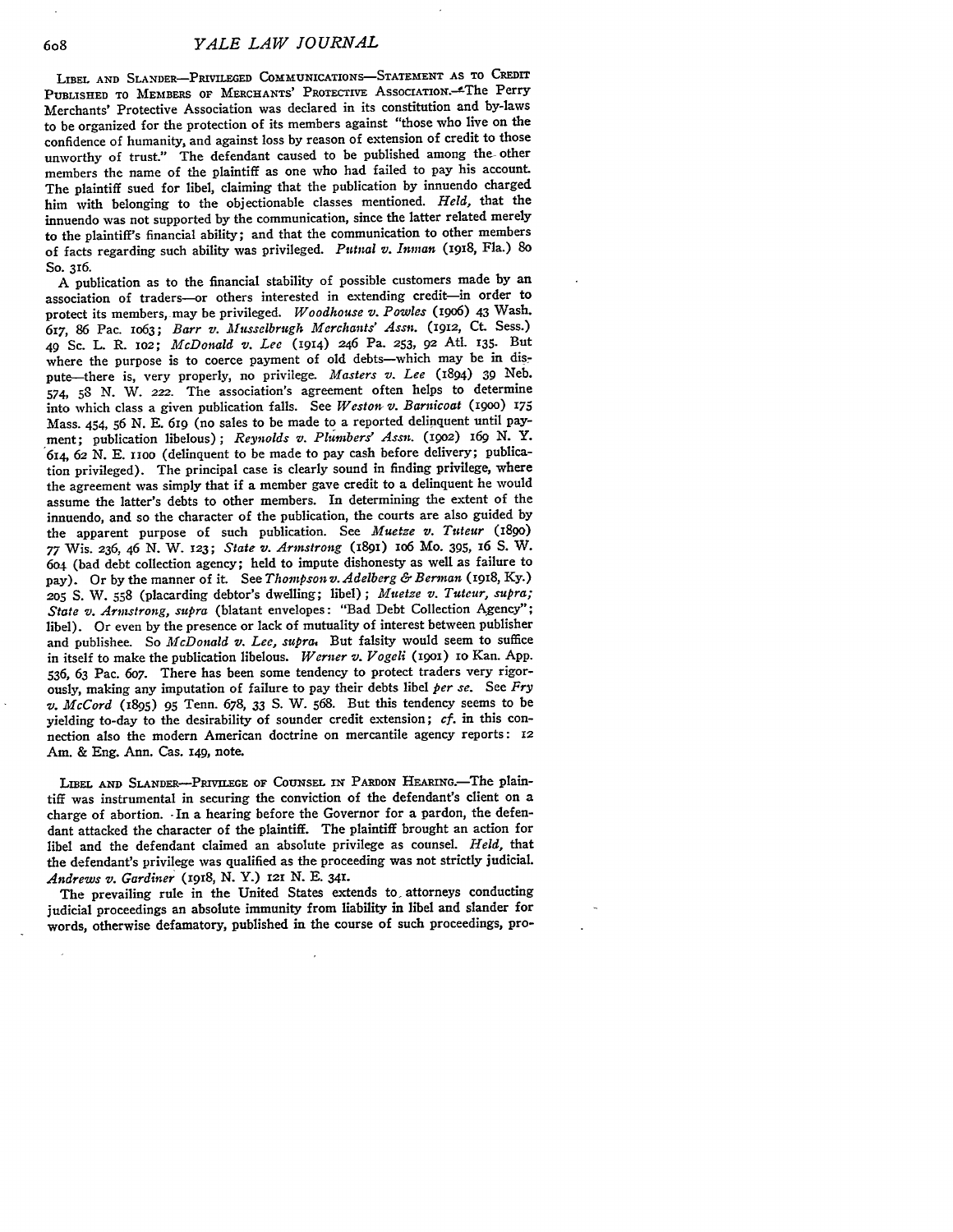LIBEL AND SLANDER—PRIVILEGED COMMUNICATIONS—STATEMENT AS TO CREDIT PUBLISHED TO MEMBERS OF MERCHANTS' PROTECTIVE ASSOCIATION.—The Perry Merchants' Protective Association was declared in its constitution and by-laws to be organized for the protection of its members against "those who live on the confidence of humanity, and against loss by reason of extension of credit to those unworthy of trust." The defendant caused to be published among the other members the name of the plaintiff as one who had failed to pay his account. The plaintiff sued for libel, claiming that the publication by innuendo charged him with belonging to the objectionable classes mentioned. *Held,* that the innuendo was not supported by the communication, since the latter related merely to the plaintiff's financial ability; and that the communication to other members of facts regarding such ability was privileged. *Putnal v. Inman* (1918, Fla.) 80 So. 316.

A publication as to the financial stability of possible customers made by an association of traders—or others interested in extending credit—in order to protect its members, may be privileged. *Woodhouse v. Powles* (1906) 43 Wash. 617, 86 Pac. 1063; *Barr v. Musselbrugh Merchants' Assn.* (1912, Ct. Sess.) 49 Sc. L. R. 102; *McDonald v. Lee* (1914) 246 Pa. 253, 92 Atl. 135. But where the purpose is to coerce payment of old debts—which may be in dispute—there is, very properly, no privilege. *Masters v. Lee* (1894) 39 Neb. 574, 58 N. W. 222. The association's agreement often helps to determine into which class a given publication falls. See *Weston v. Barnicoat* (1900) 175 Mass. 454, 56 N. E. 619 (no sales to be made to a reported delinquent until payment; publication libelous); *Reynolds v. Plumbers' Assn.* (1902) 169 N. Y. 614, 62 N. E. 1100 (delinquent to be made to pay cash before delivery; publication privileged). The principal case is clearly sound in finding privilege, where the agreement was simply that if a member gave credit to a delinquent he would assume the latter's debts to other members. In determining the extent of the innuendo, and so the character of the publication, the courts are also guided by the apparent purpose of such publication. See *Muetze v. Tuteur* (1890) 77 Wis. 236, 46 N. W. 123; *State v. Armstrong* (1891) 106 Mo. 395, 16 S. W. 604 (bad debt collection agency; held to impute dishonesty as well as failure to pay). Or by the manner of it. See *Thompson v. Adelberg & Berman* (1918, Ky.) 205 S. W. 558 (placarding debtor's dwelling; libel); *Muetze v. Tuteur, supra; State v. Armstrong, supra* (blatant envelopes: "Bad Debt Collection Agency"; libel). Or even by the presence or lack of mutuality of interest between publisher and publishee. So *McDonald v. Lee, supra.* But falsity would seem to suffice in itself to make the publication libelous. *Werner v. Vogeli* (1901) 10 Kan. App. 536, 63 Pac. 607. There has been some tendency to protect traders very rigorously, making any imputation of failure to pay their debts libel *per se.* See *Fry v. McCord* (1895) 95 Tenn. 678, 33 S. W. 568. But this tendency seems to be yielding to-day to the desirability of sounder credit extension; *cf.* in this connection also the modern American doctrine on mercantile agency reports: 12 Am. & Eng. Ann. Cas. 149, note.

LIBEL AND SLANDER—PRIVILEGE OF COUNSEL IN PARDON HEARING.—The plaintiff was instrumental in securing the conviction of the defendant's client on a charge of abortion. In a hearing before the Governor for a pardon, the defendant attacked the character of the plaintiff. The plaintiff brought an action for libel and the defendant claimed an absolute privilege as counsel. *Held,* that the defendant's privilege was qualified as the proceeding was not strictly judicial. *Andrews v. Gardiner* (1918, N. Y.) 121 N. E. 341.

The prevailing rule in the United States extends to attorneys conducting judicial proceedings an absolute immunity from liability in libel and slander for words, otherwise defamatory, published in the course of such proceedings, pro-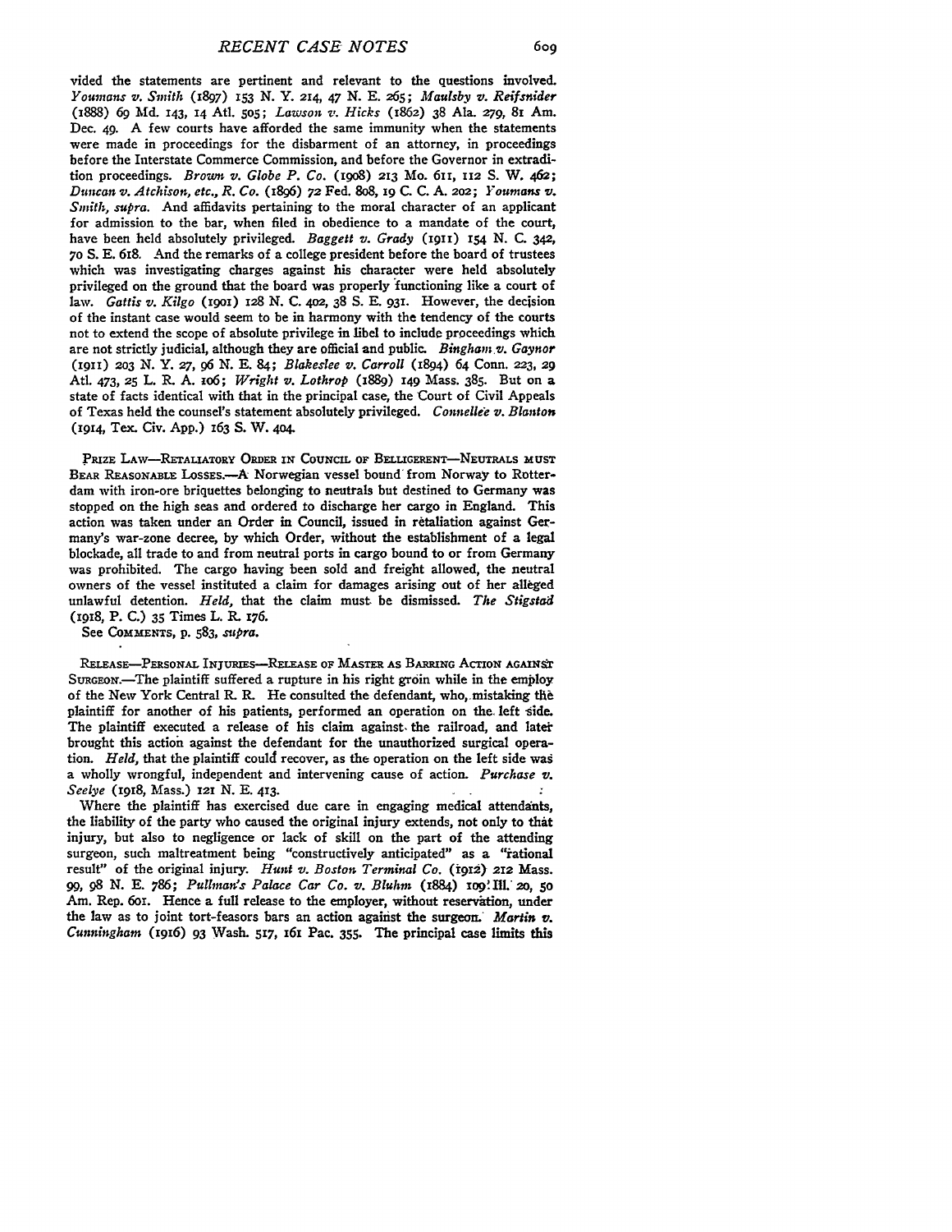vided the statements are pertinent and relevant to the questions involved. *Youmans v. Smith* (1897) 153 N. Y. 214, 47 N. E. 265; *Maulsby v. Reifsnider* (1888) 69 Md. 143, 14 Atl. 505; *Lawson v. Hicks* (1862) 38 Ala. 279, 81 Am. Dec. 49. A few courts have afforded the same immunity when the statements were made in proceedings for the disbarment of an attorney, in proceedings before the Interstate Commerce Commission, and before the Governor in extradition proceedings. *Brown v. Globe P. Co.* (1908) 213 Mo. 611, 112 S. W. 462; *Duncan v. Atchison, etc., R. Co.* (1896) 72 Fed. 808, 19 C. C. A. 202; *Youmans v. Smith, supra.* And affidavits pertaining to the moral character of an applicant for admission to the bar, when filed in obedience to a mandate of the court, have been held absolutely privileged. *Baggett v. Grady* (1911) 154 N. C. 342, 70 S. E. 618. And the remarks of a college president before the board of trustees which was investigating charges against his character were held absolutely privileged on the ground that the board was properly functioning like a court of law. *Gattis v. Kilgo* (1901) 128 N. C. 402, 38 S. E. 931. However, the decision of the instant case would seem to be in harmony with the tendency of the courts not to extend the scope of absolute privilege in libel to include proceedings which are not strictly judicial, although they are official and public. *Bingham v. Gaynor* (1911) 203 N. Y. 27, 96 N. E. 84; *Blakeslee v. Carroll* (1894) 64 Conn. 223, 29 Atl. 473, 25 L. R. A. 106; *Wright v. Lothrop* (1889) 149 Mass. 385. But on a state of facts identical with that in the principal case, the Court of Civil Appeals of Texas held the counsel's statement absolutely privileged. *Connellee v. Blanton* (1914, Tex. Civ. App.) 163 S. W. 404.

PRIZE LAW—RETALIATORY ORDER IN COUNCIL OF BELLIGERENT—NEUTRALS MUST BEAR REASONABLE LOSSES.—A Norwegian vessel bound from Norway to Rotterdam with iron-ore briquettes belonging to neutrals but destined to Germany was stopped on the high seas and ordered to discharge her cargo in England. This action was taken under an Order in Council, issued in retaliation against Germany's war-zone decree, by which Order, without the establishment of a legal blockade, all trade to and from neutral ports in cargo bound to or from Germany was prohibited. The cargo having been sold and freight allowed, the neutral owners of the vessel instituted a claim for damages arising out of her alleged unlawful detention. *Held,* that the claim must be dismissed. *The Stigstad* (1918, P. C.) 35 Times L. R. 176.

See COMMENTS, p. 583, *supra.*

RELEASE—PERSONAL INJURIES—RELEASE OF MASTER AS BARRING ACTION AGAINST SURGEON.—The plaintiff suffered a rupture in his right groin while in the employ of the New York Central R. R. He consulted the defendant, who, mistaking the plaintiff for another of his patients, performed an operation on the left side. The plaintiff executed a release of his claim against the railroad, and later brought this action against the defendant for the unauthorized surgical operation. *Held,* that the plaintiff could recover, as the operation on the left side was a wholly wrongful, independent and intervening cause of action. *Purchase v. Seelye* (1918, Mass.) 121 N. E. 413.

Where the plaintiff has exercised due care in engaging medical attendants, the liability of the party who caused the original injury extends, not only to that injury, but also to negligence or lack of skill on the part of the attending surgeon, such maltreatment being "constructively anticipated" as a "rational result" of the original injury. *Hunt v. Boston Terminal Co.* (1912) 212 Mass. 99, 98 N. E. 786; *Pullman's Palace Car Co. v. Bluhm* (1884) 109 Ill. 20, 50 Am. Rep. 601. Hence a full release to the employer, without reservation, under the law as to joint tort-feasors bars an action against the surgeon. *Martin v. Cunningham* (1916) 93 Wash. 517, 161 Pac. 355. The principal case limits this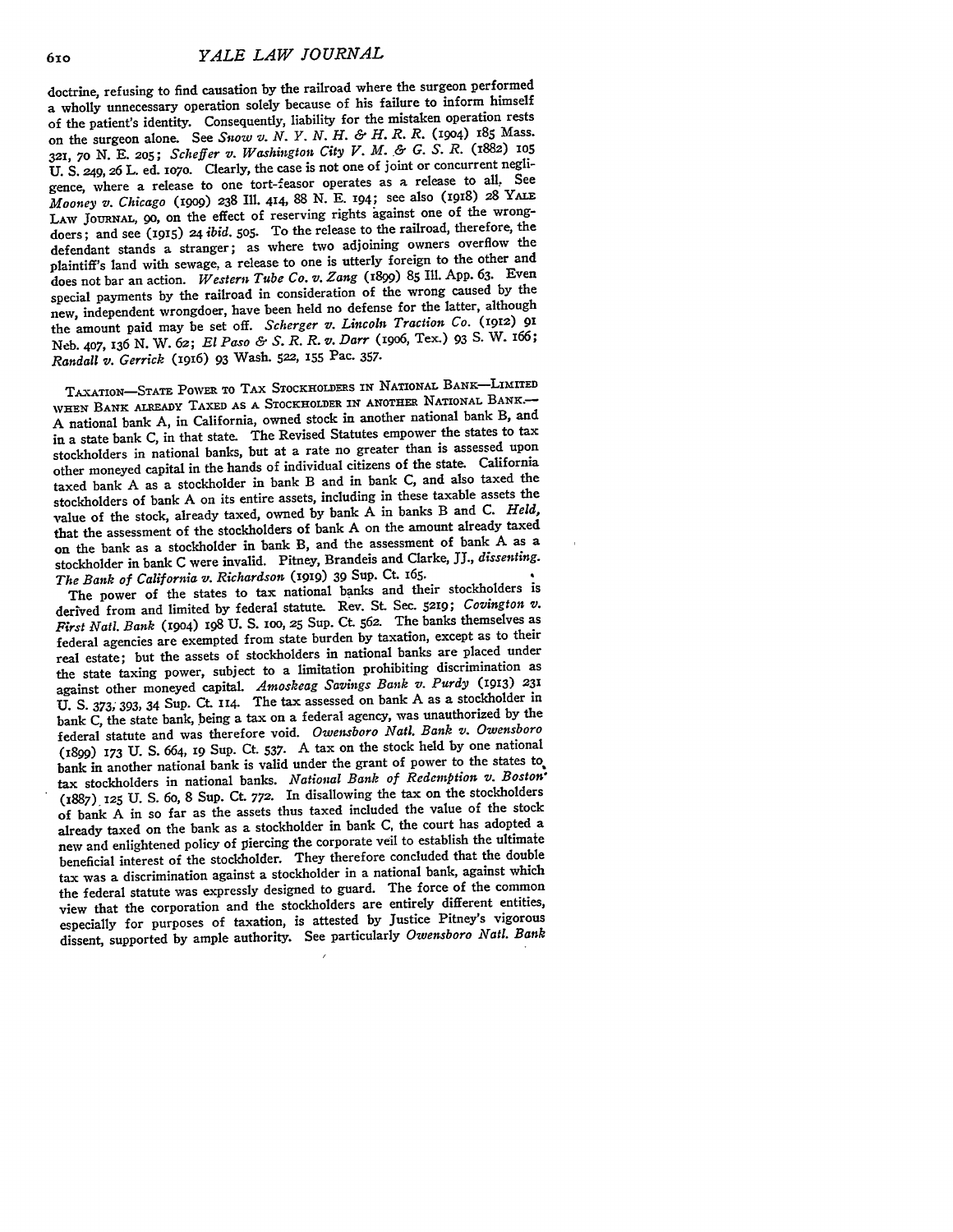doctrine, refusing to find causation by the railroad where the surgeon performed a wholly unnecessary operation solely because of his failure to inform himself of the patient's identity. Consequently, liability for the mistaken operation rests on the surgeon alone. See *Snow v. N. Y. N. H. & H. R. R.* (1904) 185 Mass. 321, 70 N. E. 205; *Scheffer v. Washington City V. M. & G. S. R.* (1882) 105 U. S. 249, 26 L. ed. 1070. Clearly, the case is not one of joint or concurrent negligence, where a release to one tort-feasor operates as a release to all. See *Mooney v. Chicago* (1909) 238 Ill. 414, 88 N. E. 194; see also (1918) 28 YALE LAW JOURNAL, 90, on the effect of reserving rights against one of the wrongdoers; and see (1915) 24 *ibid.* 505. To the release to the railroad, therefore, the defendant stands a stranger; as where two adjoining owners overflow the plaintiff's land with sewage, a release to one is utterly foreign to the other and does not bar an action. *Western Tube Co. v. Zang* (1899) 85 Ill. App. 63. Even special payments by the railroad in consideration of the wrong caused by the new, independent wrongdoer, have been held no defense for the latter, although the amount paid may be set off. *Scherger v. Lincoln Traction Co.* (1912) 91 Neb. 407, 136 N. W. 62; *El Paso & S. R. R. v. Darr* (1906, Tex.) 93 S. W. 166; *Randall v. Gerrick* (1916) 93 Wash. 522, 155 Pac. 357.

TAXATION—STATE POWER TO TAX STOCKHOLDERS IN NATIONAL BANK—LIMITED WHEN BANK ALREADY TAXED AS A STOCKHOLDER IN ANOTHER NATIONAL BANK.—A national bank A, in California, owned stock in another national bank B, and in a state bank C, in that state. The Revised Statutes empower the states to tax stockholders in national banks, but at a rate no greater than is assessed upon other moneyed capital in the hands of individual citizens of the state. California taxed bank A as a stockholder in bank B and in bank C, and also taxed the stockholders of bank A on its entire assets, including in these taxable assets the value of the stock, already taxed, owned by bank A in banks B and C. *Held*, that the assessment of the stockholders of bank A on the amount already taxed on the bank as a stockholder in bank B, and the assessment of bank A as a stockholder in bank C were invalid. Pitney, Brandeis and Clarke, JJ., *dissenting*. *The Bank of California v. Richardson* (1919) 39 Sup. Ct. 165.

The power of the states to tax national banks and their stockholders is derived from and limited by federal statute. Rev. St. Sec. 5219; *Covington v. First Natl. Bank* (1904) 198 U. S. 100, 25 Sup. Ct. 562. The banks themselves as federal agencies are exempted from state burden by taxation, except as to their real estate; but the assets of stockholders in national banks are placed under the state taxing power, subject to a limitation prohibiting discrimination as against other moneyed capital. *Amoskeag Savings Bank v. Purdy* (1913) 231 U. S. 373, 393, 34 Sup. Ct. 114. The tax assessed on bank A as a stockholder in bank C, the state bank, being a tax on a federal agency, was unauthorized by the federal statute and was therefore void. *Owensboro Natl. Bank v. Owensboro* (1899) 173 U. S. 664, 19 Sup. Ct. 537. A tax on the stock held by one national bank in another national bank is valid under the grant of power to the states to tax stockholders in national banks. *National Bank of Redemption v. Boston* (1887) 125 U. S. 60, 8 Sup. Ct. 772. In disallowing the tax on the stockholders of bank A in so far as the assets thus taxed included the value of the stock already taxed on the bank as a stockholder in bank C, the court has adopted a new and enlightened policy of piercing the corporate veil to establish the ultimate beneficial interest of the stockholder. They therefore concluded that the double tax was a discrimination against a stockholder in a national bank, against which the federal statute was expressly designed to guard. The force of the common view that the corporation and the stockholders are entirely different entities, especially for purposes of taxation, is attested by Justice Pitney's vigorous dissent, supported by ample authority. See particularly *Owensboro Natl. Bank*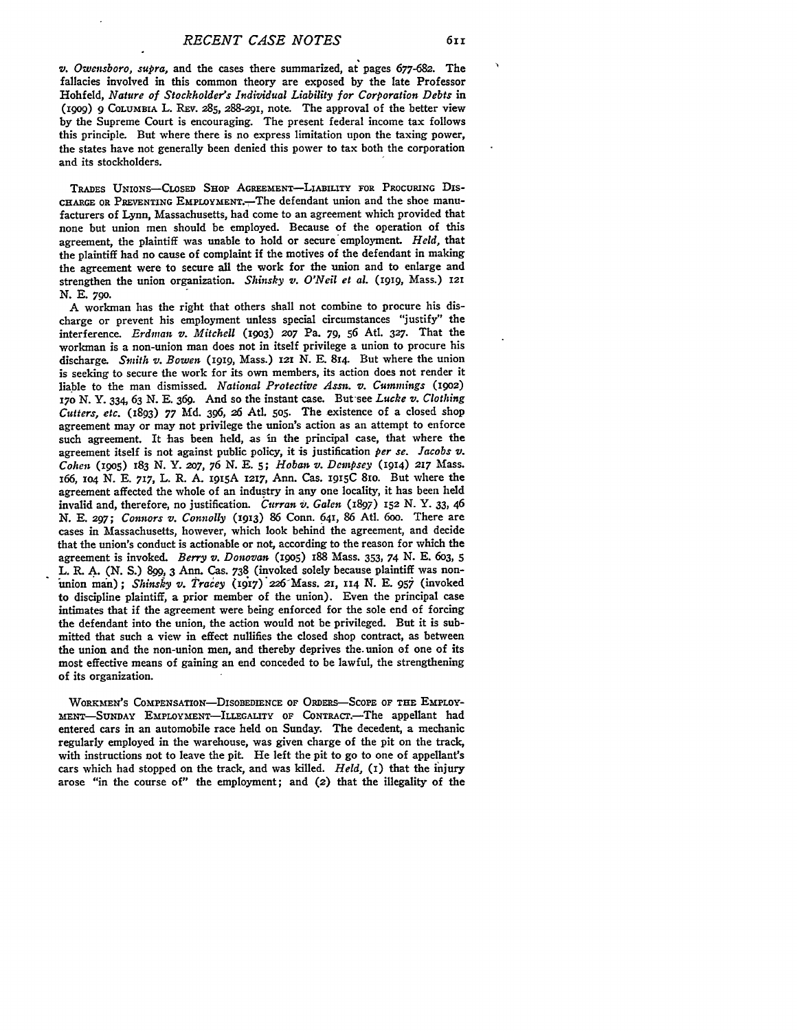*v. Owensboro, supra,* and the cases there summarized, at pages 677-682. The fallacies involved in this common theory are exposed by the late Professor Hohfeld, *Nature of Stockholder's Individual Liability for Corporation Debts* in (1909) 9 COLUMBIA L. REV. 285, 288-291, note. The approval of the better view by the Supreme Court is encouraging. The present federal income tax follows this principle. But where there is no express limitation upon the taxing power, the states have not generally been denied this power to tax both the corporation and its stockholders.

TRADES UNIONS—CLOSED SHOP AGREEMENT—LIABILITY FOR PROCURING DISCHARGE OR PREVENTING EMPLOYMENT.—The defendant union and the shoe manufacturers of Lynn, Massachusetts, had come to an agreement which provided that none but union men should be employed. Because of the operation of this agreement, the plaintiff was unable to hold or secure employment. *Held,* that the plaintiff had no cause of complaint if the motives of the defendant in making the agreement were to secure all the work for the union and to enlarge and strengthen the union organization. *Shinsky v. O'Neil et al.* (1919, Mass.) 121 N. E. 790.

A workman has the right that others shall not combine to procure his discharge or prevent his employment unless special circumstances "justify" the interference. *Erdman v. Mitchell* (1903) 207 Pa. 79, 56 Atl. 327. That the workman is a non-union man does not in itself privilege a union to procure his discharge. *Smith v. Bowen* (1919, Mass.) 121 N. E. 814. But where the union is seeking to secure the work for its own members, its action does not render it liable to the man dismissed. *National Protective Assn. v. Cummings* (1902) 170 N. Y. 334, 63 N. E. 369. And so the instant case. But see *Lucke v. Clothing Cutters, etc.* (1893) 77 Md. 396, 26 Atl. 505. The existence of a closed shop agreement may or may not privilege the union's action as an attempt to enforce such agreement. It has been held, as in the principal case, that where the agreement itself is not against public policy, it is justification *per se. Jacobs v. Cohen* (1905) 183 N. Y. 207, 76 N. E. 5; *Hoban v. Dempsey* (1914) 217 Mass. 166, 104 N. E. 717, L. R. A. 1915A 1217, Ann. Cas. 1915C 810. But where the agreement affected the whole of an industry in any one locality, it has been held invalid and, therefore, no justification. *Curran v. Galen* (1897) 152 N. Y. 33, 46 N. E. 297; *Connors v. Connolly* (1913) 86 Conn. 641, 86 Atl. 600. There are cases in Massachusetts, however, which look behind the agreement, and decide that the union's conduct is actionable or not, according to the reason for which the agreement is invoked. *Berry v. Donovan* (1905) 188 Mass. 353, 74 N. E. 603, 5 L. R. A. (N. S.) 899, 3 Ann. Cas. 738 (invoked solely because plaintiff was non-union man); *Shinsky v. Tracey* (1917) 226 Mass. 21, 114 N. E. 957 (invoked to discipline plaintiff, a prior member of the union). Even the principal case intimates that if the agreement were being enforced for the sole end of forcing the defendant into the union, the action would not be privileged. But it is submitted that such a view in effect nullifies the closed shop contract, as between the union and the non-union men, and thereby deprives the union of one of its most effective means of gaining an end conceded to be lawful, the strengthening of its organization.

WORKMEN'S COMPENSATION—DISOBEDIENCE OF ORDERS—SCOPE OF THE EMPLOYMENT—SUNDAY EMPLOYMENT—ILLEGALITY OF CONTRACT.—The appellant had entered cars in an automobile race held on Sunday. The decedent, a mechanic regularly employed in the warehouse, was given charge of the pit on the track, with instructions not to leave the pit. He left the pit to go to one of appellant's cars which had stopped on the track, and was killed. *Held,* (1) that the injury arose "in the course of" the employment; and (2) that the illegality of the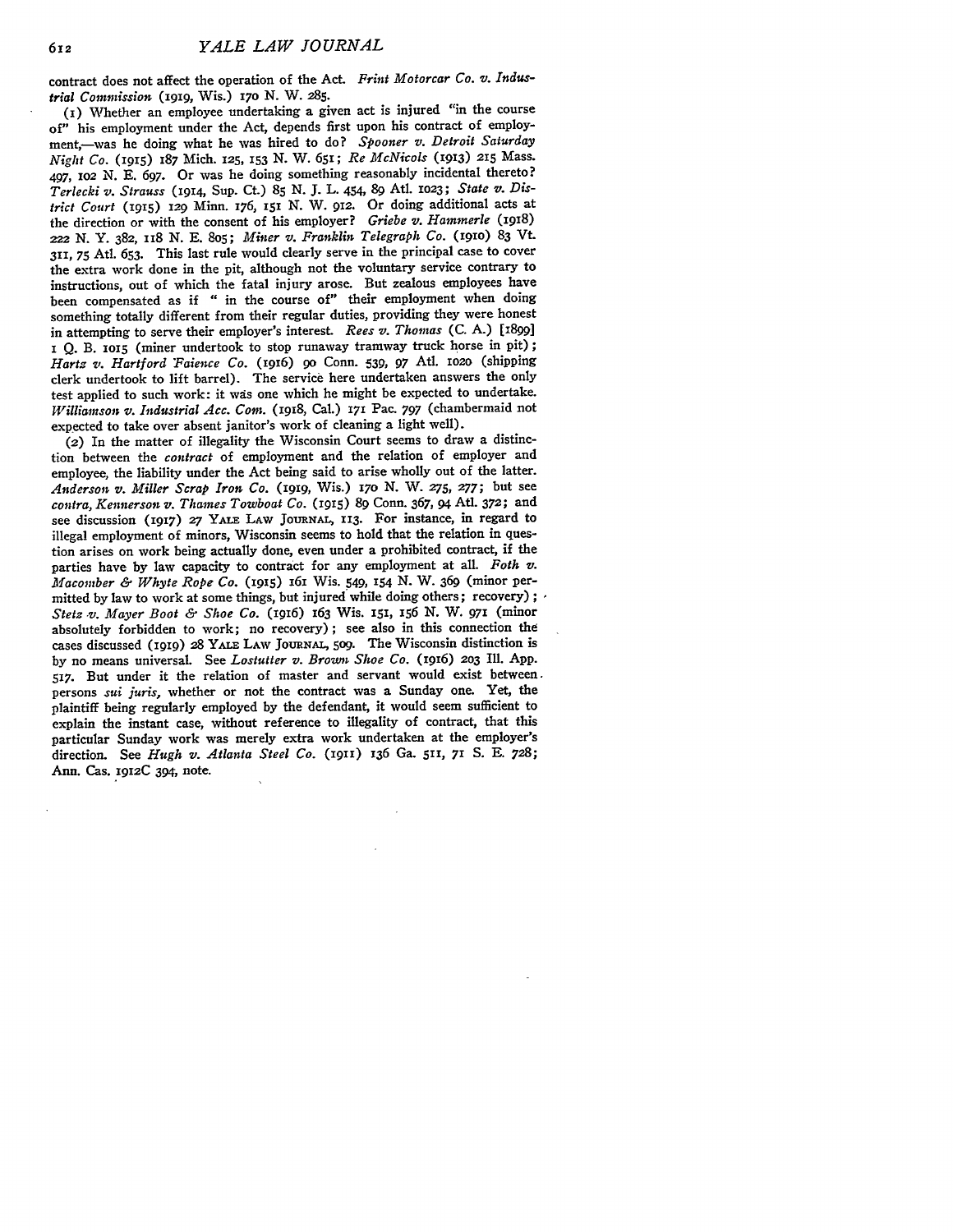contract does not affect the operation of the Act. *Frint Motorcar Co. v. Industrial Commission* (1919, Wis.) 170 N. W. 285.

(1) Whether an employee undertaking a given act is injured "in the course of" his employment under the Act, depends first upon his contract of employment,—was he doing what he was hired to do? *Spooner v. Detroit Saturday Night Co.* (1915) 187 Mich. 125, 153 N. W. 651; *Re McNicols* (1913) 215 Mass. 497, 102 N. E. 697. Or was he doing something reasonably incidental thereto? *Terlecki v. Strauss* (1914, Sup. Ct.) 85 N. J. L. 454, 89 Atl. 1023; *State v. District Court* (1915) 129 Minn. 176, 151 N. W. 912. Or doing additional acts at the direction or with the consent of his employer? *Griebe v. Hammerle* (1918) 222 N. Y. 382, 118 N. E. 805; *Miner v. Franklin Telegraph Co.* (1910) 83 Vt. 311, 75 Atl. 653. This last rule would clearly serve in the principal case to cover the extra work done in the pit, although not the voluntary service contrary to instructions, out of which the fatal injury arose. But zealous employees have been compensated as if " in the course of" their employment when doing something totally different from their regular duties, providing they were honest in attempting to serve their employer's interest. *Rees v. Thomas* (C. A.) [1899] 1 Q. B. 1015 (miner undertook to stop runaway tramway truck horse in pit); *Hartz v. Hartford Faience Co.* (1916) 90 Conn. 539, 97 Atl. 1020 (shipping clerk undertook to lift barrel). The service here undertaken answers the only test applied to such work: it was one which he might be expected to undertake. *Williamson v. Industrial Acc. Com.* (1918, Cal.) 171 Pac. 797 (chambermaid not expected to take over absent janitor's work of cleaning a light well).

(2) In the matter of illegality the Wisconsin Court seems to draw a distinction between the *contract* of employment and the relation of employer and employee, the liability under the Act being said to arise wholly out of the latter. *Anderson v. Miller Scrap Iron Co.* (1919, Wis.) 170 N. W. 275, 277; but see *contra, Kennerson v. Thames Towboat Co.* (1915) 89 Conn. 367, 94 Atl. 372; and see discussion (1917) 27 YALE LAW JOURNAL, 113. For instance, in regard to illegal employment of minors, Wisconsin seems to hold that the relation in question arises on work being actually done, even under a prohibited contract, if the parties have by law capacity to contract for any employment at all. *Foth v. Macomber & Whyte Rope Co.* (1915) 161 Wis. 549, 154 N. W. 369 (minor permitted by law to work at some things, but injured while doing others; recovery); *Stetz v. Mayer Boot & Shoe Co.* (1916) 163 Wis. 151, 156 N. W. 971 (minor absolutely forbidden to work; no recovery); see also in this connection the cases discussed (1919) 28 YALE LAW JOURNAL, 509. The Wisconsin distinction is by no means universal. See *Lostutter v. Brown Shoe Co.* (1916) 203 Ill. App. 517. But under it the relation of master and servant would exist between persons *sui juris*, whether or not the contract was a Sunday one. Yet, the plaintiff being regularly employed by the defendant, it would seem sufficient to explain the instant case, without reference to illegality of contract, that this particular Sunday work was merely extra work undertaken at the employer's direction. See *Hugh v. Atlanta Steel Co.* (1911) 136 Ga. 511, 71 S. E. 728; Ann. Cas. 1912C 394, note.